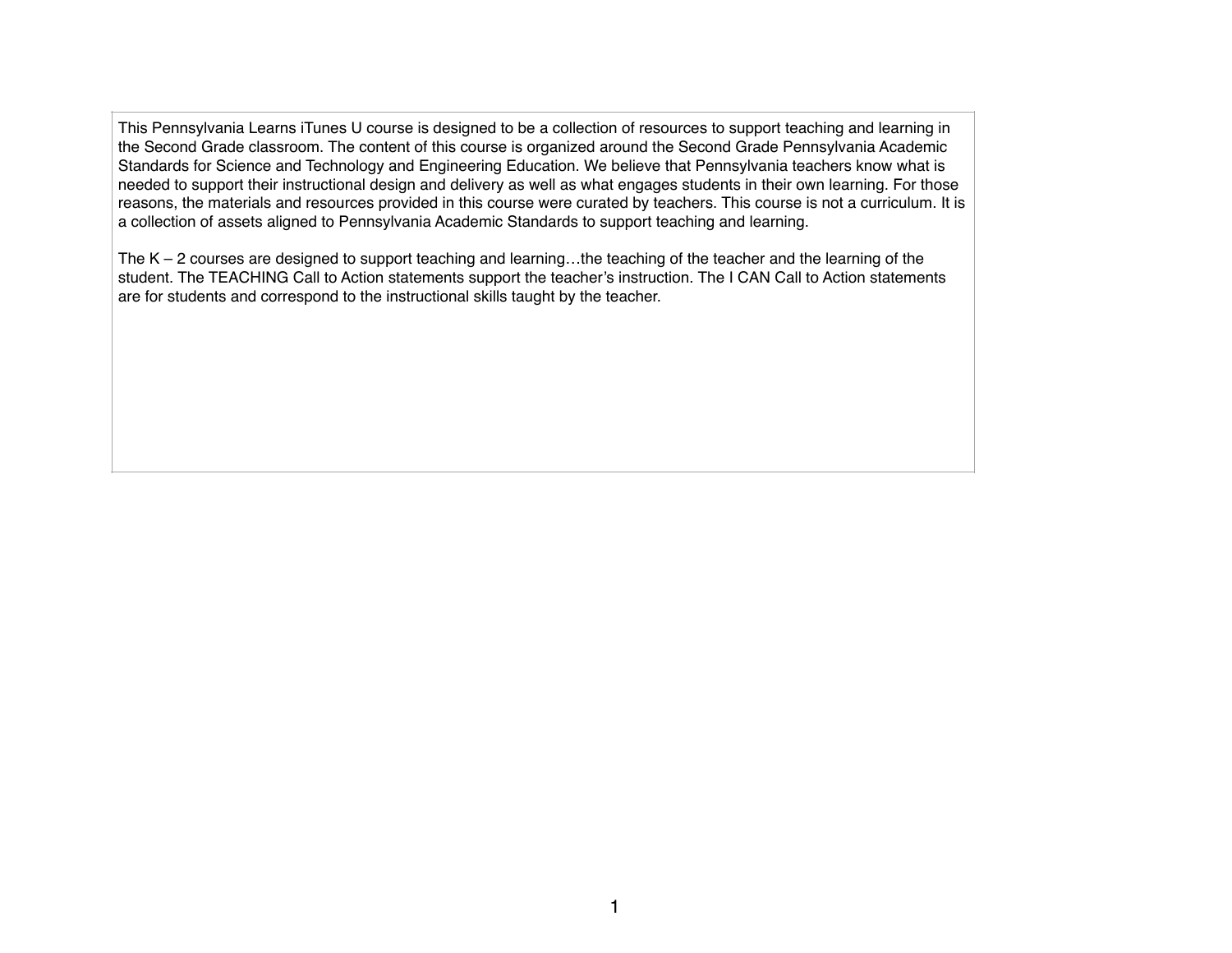This Pennsylvania Learns iTunes U course is designed to be a collection of resources to support teaching and learning in the Second Grade classroom. The content of this course is organized around the Second Grade Pennsylvania Academic Standards for Science and Technology and Engineering Education. We believe that Pennsylvania teachers know what is needed to support their instructional design and delivery as well as what engages students in their own learning. For those reasons, the materials and resources provided in this course were curated by teachers. This course is not a curriculum. It is a collection of assets aligned to Pennsylvania Academic Standards to support teaching and learning.

The K – 2 courses are designed to support teaching and learning…the teaching of the teacher and the learning of the student. The TEACHING Call to Action statements support the teacher's instruction. The I CAN Call to Action statements are for students and correspond to the instructional skills taught by the teacher.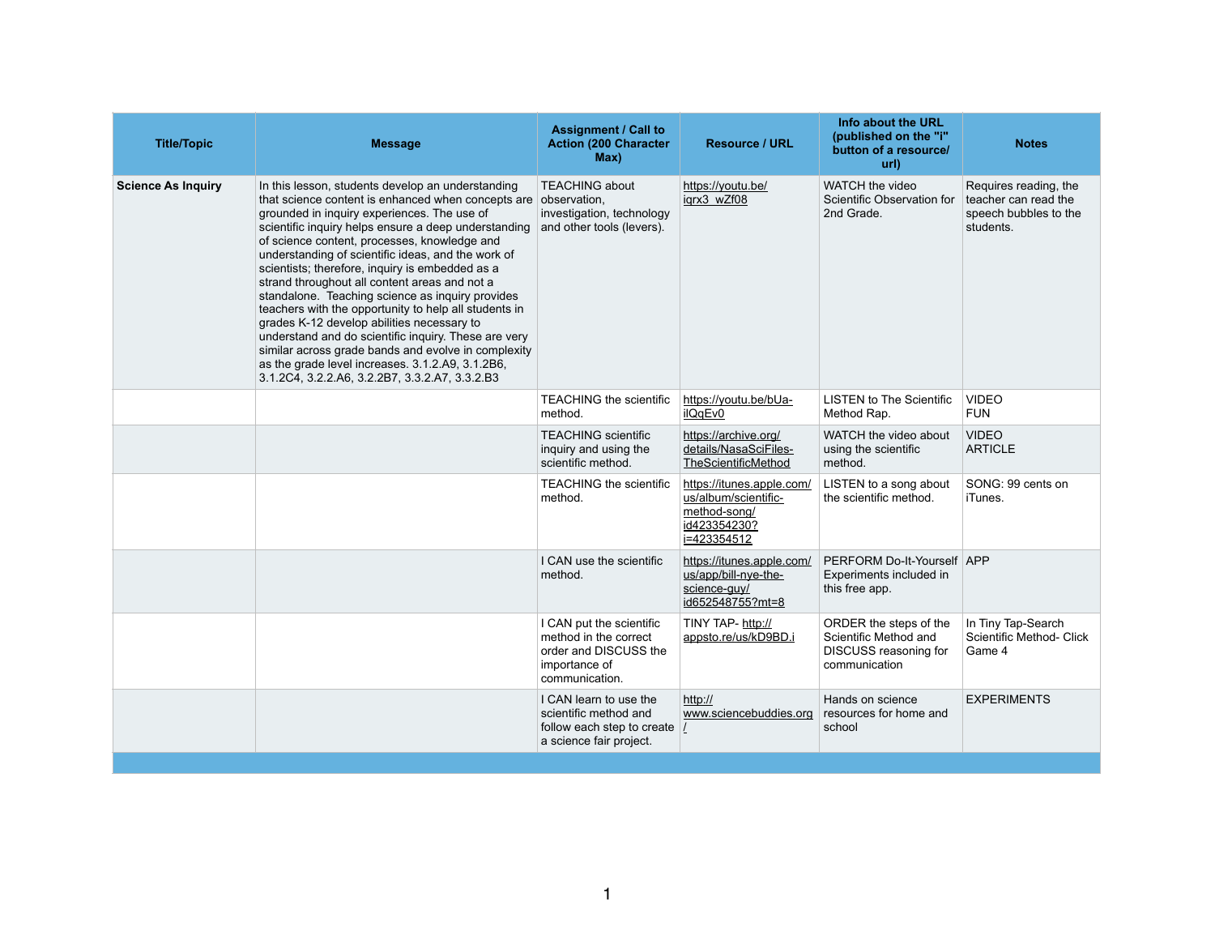| Title/Topic | Message | Assignment / Call to Action (200 Character Max) | Resource / URL | Info about the URL (published on the "i" button of a resource/ url) | Notes |
|---|---|---|---|---|---|
| **Science As Inquiry** | In this lesson, students develop an understanding that science content is enhanced when concepts are grounded in inquiry experiences. The use of scientific inquiry helps ensure a deep understanding of science content, processes, knowledge and understanding of scientific ideas, and the work of scientists; therefore, inquiry is embedded as a strand throughout all content areas and not a standalone. Teaching science as inquiry provides teachers with the opportunity to help all students in grades K-12 develop abilities necessary to understand and do scientific inquiry. These are very similar across grade bands and evolve in complexity as the grade level increases. 3.1.2.A9, 3.1.2B6, 3.1.2C4, 3.2.2.A6, 3.2.2B7, 3.3.2.A7, 3.3.2.B3 | TEACHING about observation, investigation, technology and other tools (levers). | https://youtu.be/iqrx3_wZf08 | WATCH the video Scientific Observation for 2nd Grade. | Requires reading, the teacher can read the speech bubbles to the students. |
| | | TEACHING the scientific method. | https://youtu.be/bUa-ilQqEv0 | LISTEN to The Scientific Method Rap. | VIDEO FUN |
| | | TEACHING scientific inquiry and using the scientific method. | https://archive.org/details/NasaSciFiles-TheScientificMethod | WATCH the video about using the scientific method. | VIDEO ARTICLE |
| | | TEACHING the scientific method. | https://itunes.apple.com/us/album/scientific-method-song/id423354230?i=423354512 | LISTEN to a song about the scientific method. | SONG: 99 cents on iTunes. |
| | | I CAN use the scientific method. | https://itunes.apple.com/us/app/bill-nye-the-science-guy/id652548755?mt=8 | PERFORM Do-It-Yourself Experiments included in this free app. | APP |
| | | I CAN put the scientific method in the correct order and DISCUSS the importance of communication. | TINY TAP- http://appsto.re/us/kD9BD.i | ORDER the steps of the Scientific Method and DISCUSS reasoning for communication | In Tiny Tap-Search Scientific Method- Click Game 4 |
| | | I CAN learn to use the scientific method and follow each step to create a science fair project. | http://www.sciencebuddies.org/ | Hands on science resources for home and school | EXPERIMENTS |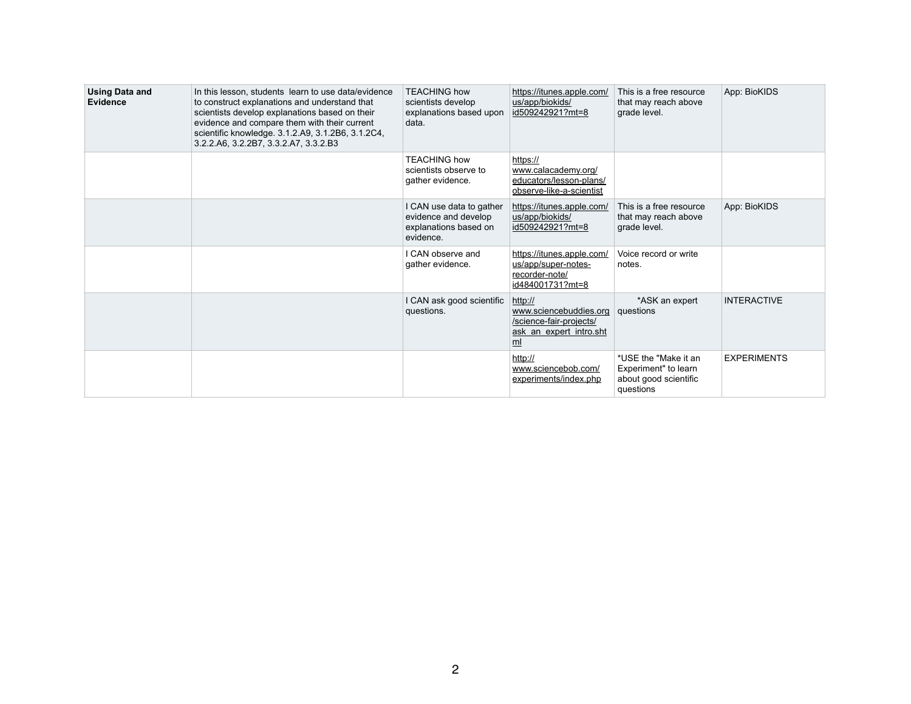| | | | | | |
|---|---|---|---|---|---|
| **Using Data and Evidence** | In this lesson, students learn to use data/evidence to construct explanations and understand that scientists develop explanations based on their evidence and compare them with their current scientific knowledge. 3.1.2.A9, 3.1.2B6, 3.1.2C4, 3.2.2.A6, 3.2.2B7, 3.3.2.A7, 3.3.2.B3 | TEACHING how scientists develop explanations based upon data. | https://itunes.apple.com/us/app/biokids/id509242921?mt=8 | This is a free resource that may reach above grade level. | App: BioKIDS |
| | | TEACHING how scientists observe to gather evidence. | https://www.calacademy.org/educators/lesson-plans/observe-like-a-scientist | | |
| | | I CAN use data to gather evidence and develop explanations based on evidence. | https://itunes.apple.com/us/app/biokids/id509242921?mt=8 | This is a free resource that may reach above grade level. | App: BioKIDS |
| | | I CAN observe and gather evidence. | https://itunes.apple.com/us/app/super-notes-recorder-note/id484001731?mt=8 | Voice record or write notes. | |
| | | I CAN ask good scientific questions. | http://www.sciencebuddies.org/science-fair-projects/ask_an_expert_intro.shtml | *ASK an expert questions | INTERACTIVE |
| | | | http://www.sciencebob.com/experiments/index.php | *USE the "Make it an Experiment" to learn about good scientific questions | EXPERIMENTS |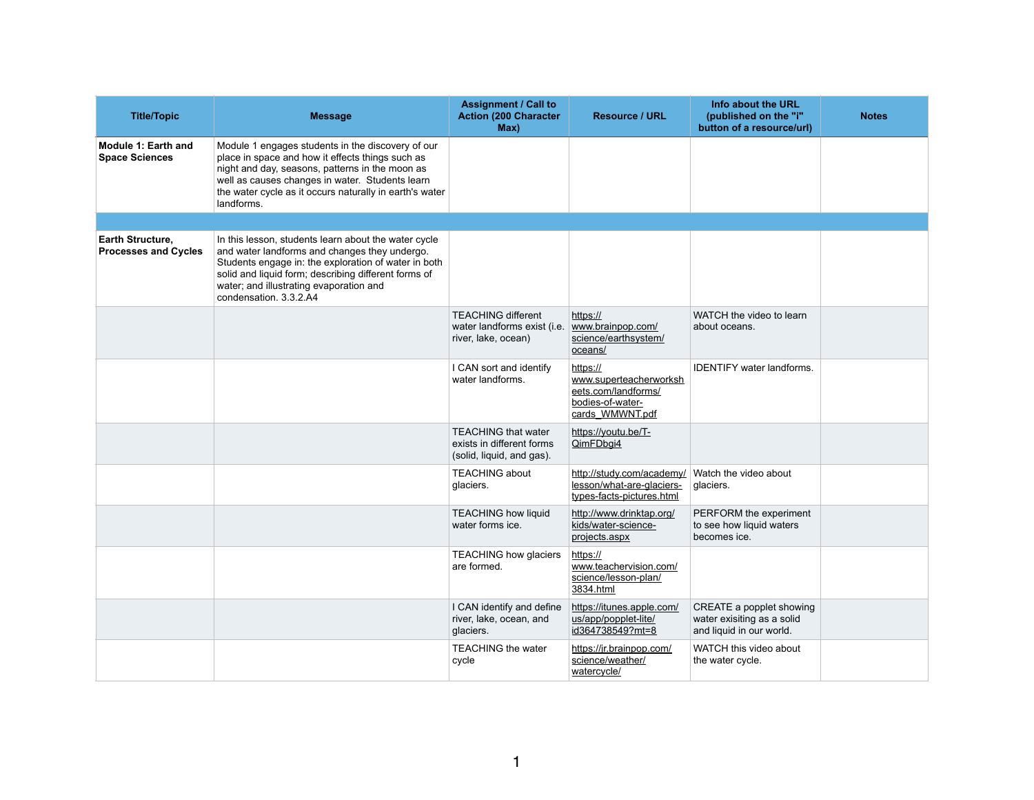| Title/Topic | Message | Assignment / Call to Action (200 Character Max) | Resource / URL | Info about the URL (published on the "i" button of a resource/url) | Notes |
|---|---|---|---|---|---|
| **Module 1: Earth and Space Sciences** | Module 1 engages students in the discovery of our place in space and how it effects things such as night and day, seasons, patterns in the moon as well as causes changes in water. Students learn the water cycle as it occurs naturally in earth's water landforms. | | | | |
| | | | | | |
| **Earth Structure, Processes and Cycles** | In this lesson, students learn about the water cycle and water landforms and changes they undergo. Students engage in: the exploration of water in both solid and liquid form; describing different forms of water; and illustrating evaporation and condensation. 3.3.2.A4 | | | | |
| | | TEACHING different water landforms exist (i.e. river, lake, ocean) | https://www.brainpop.com/science/earthsystem/oceans/ | WATCH the video to learn about oceans. | |
| | | I CAN sort and identify water landforms. | https://www.superteacherworksheets.com/landforms/bodies-of-water-cards_WMWNT.pdf | IDENTIFY water landforms. | |
| | | TEACHING that water exists in different forms (solid, liquid, and gas). | https://youtu.be/T-QimFDbgi4 | | |
| | | TEACHING about glaciers. | http://study.com/academy/lesson/what-are-glaciers-types-facts-pictures.html | Watch the video about glaciers. | |
| | | TEACHING how liquid water forms ice. | http://www.drinktap.org/kids/water-science-projects.aspx | PERFORM the experiment to see how liquid waters becomes ice. | |
| | | TEACHING how glaciers are formed. | https://www.teachervision.com/science/lesson-plan/3834.html | | |
| | | I CAN identify and define river, lake, ocean, and glaciers. | https://itunes.apple.com/us/app/popplet-lite/id364738549?mt=8 | CREATE a popplet showing water exisiting as a solid and liquid in our world. | |
| | | TEACHING the water cycle | https://jr.brainpop.com/science/weather/watercycle/ | WATCH this video about the water cycle. | |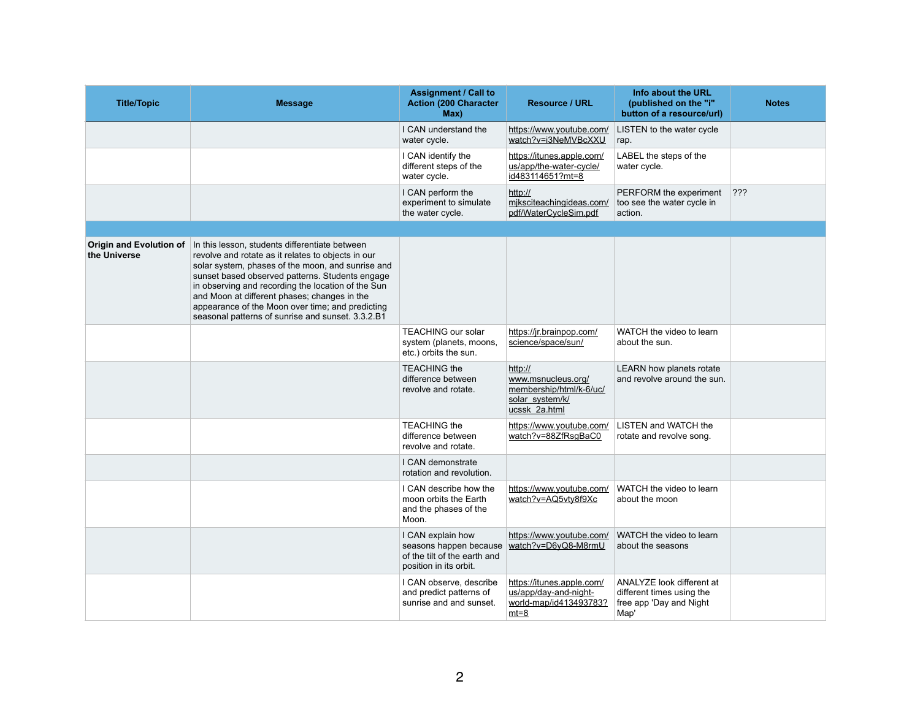| Title/Topic | Message | Assignment / Call to Action (200 Character Max) | Resource / URL | Info about the URL (published on the "i" button of a resource/url) | Notes |
|---|---|---|---|---|---|
| | | I CAN understand the water cycle. | https://www.youtube.com/watch?v=i3NeMVBcXXU | LISTEN to the water cycle rap. | |
| | | I CAN identify the different steps of the water cycle. | https://itunes.apple.com/us/app/the-water-cycle/id483114651?mt=8 | LABEL the steps of the water cycle. | |
| | | I CAN perform the experiment to simulate the water cycle. | http://mjksciteachingideas.com/pdf/WaterCycleSim.pdf | PERFORM the experiment too see the water cycle in action. | ??? |
| | | | | | |
| **Origin and Evolution of the Universe** | In this lesson, students differentiate between revolve and rotate as it relates to objects in our solar system, phases of the moon, and sunrise and sunset based observed patterns. Students engage in observing and recording the location of the Sun and Moon at different phases; changes in the appearance of the Moon over time; and predicting seasonal patterns of sunrise and sunset. 3.3.2.B1 | | | | |
| | | TEACHING our solar system (planets, moons, etc.) orbits the sun. | https://jr.brainpop.com/science/space/sun/ | WATCH the video to learn about the sun. | |
| | | TEACHING the difference between revolve and rotate. | http://www.msnucleus.org/membership/html/k-6/uc/solar_system/k/ucssk_2a.html | LEARN how planets rotate and revolve around the sun. | |
| | | TEACHING the difference between revolve and rotate. | https://www.youtube.com/watch?v=88ZfRsgBaC0 | LISTEN and WATCH the rotate and revolve song. | |
| | | I CAN demonstrate rotation and revolution. | | | |
| | | I CAN describe how the moon orbits the Earth and the phases of the Moon. | https://www.youtube.com/watch?v=AQ5vty8f9Xc | WATCH the video to learn about the moon | |
| | | I CAN explain how seasons happen because of the tilt of the earth and position in its orbit. | https://www.youtube.com/watch?v=D6yQ8-M8rmU | WATCH the video to learn about the seasons | |
| | | I CAN observe, describe and predict patterns of sunrise and and sunset. | https://itunes.apple.com/us/app/day-and-night-world-map/id413493783?mt=8 | ANALYZE look different at different times using the free app 'Day and Night Map' | |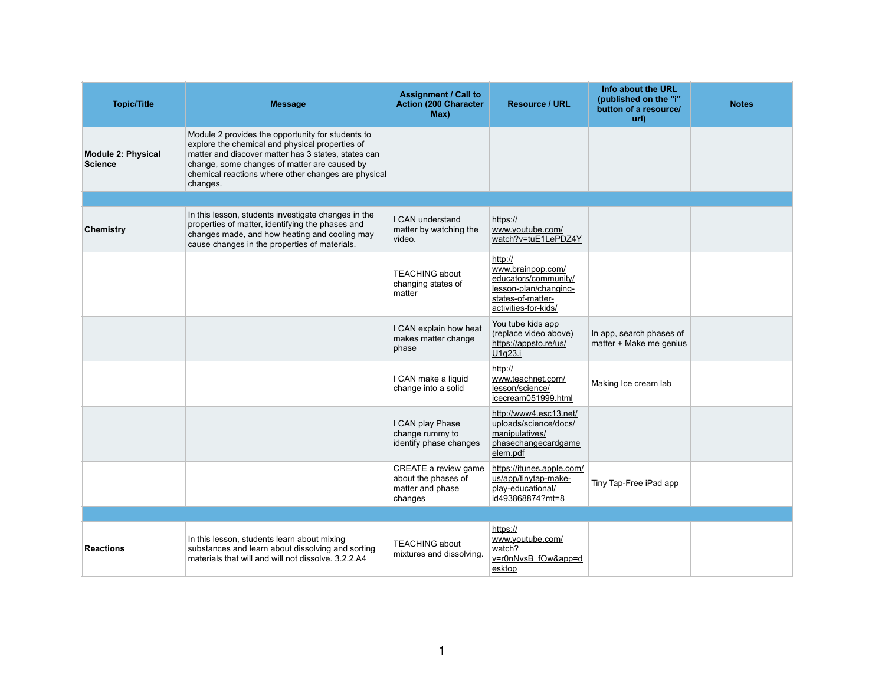| Topic/Title | Message | Assignment / Call to Action (200 Character Max) | Resource / URL | Info about the URL (published on the "i" button of a resource/ url) | Notes |
|---|---|---|---|---|---|
| **Module 2: Physical Science** | Module 2 provides the opportunity for students to explore the chemical and physical properties of matter and discover matter has 3 states, states can change, some changes of matter are caused by chemical reactions where other changes are physical changes. | | | | |
| | | | | | |
| **Chemistry** | In this lesson, students investigate changes in the properties of matter, identifying the phases and changes made, and how heating and cooling may cause changes in the properties of materials. | I CAN understand matter by watching the video. | https://www.youtube.com/watch?v=tuE1LePDZ4Y | | |
| | | TEACHING about changing states of matter | http://www.brainpop.com/educators/community/lesson-plan/changing-states-of-matter-activities-for-kids/ | | |
| | | I CAN explain how heat makes matter change phase | You tube kids app (replace video above) https://appsto.re/us/U1q23.i | In app, search phases of matter + Make me genius | |
| | | I CAN make a liquid change into a solid | http://www.teachnet.com/lesson/science/icecream051999.html | Making Ice cream lab | |
| | | I CAN play Phase change rummy to identify phase changes | http://www4.esc13.net/uploads/science/docs/manipulatives/phasechangecardgameelem.pdf | | |
| | | CREATE a review game about the phases of matter and phase changes | https://itunes.apple.com/us/app/tinytap-make-play-educational/id493868874?mt=8 | Tiny Tap-Free iPad app | |
| | | | | | |
| **Reactions** | In this lesson, students learn about mixing substances and learn about dissolving and sorting materials that will and will not dissolve. 3.2.2.A4 | TEACHING about mixtures and dissolving. | https://www.youtube.com/watch?v=r0nNvsB_fOw&app=desktop | | |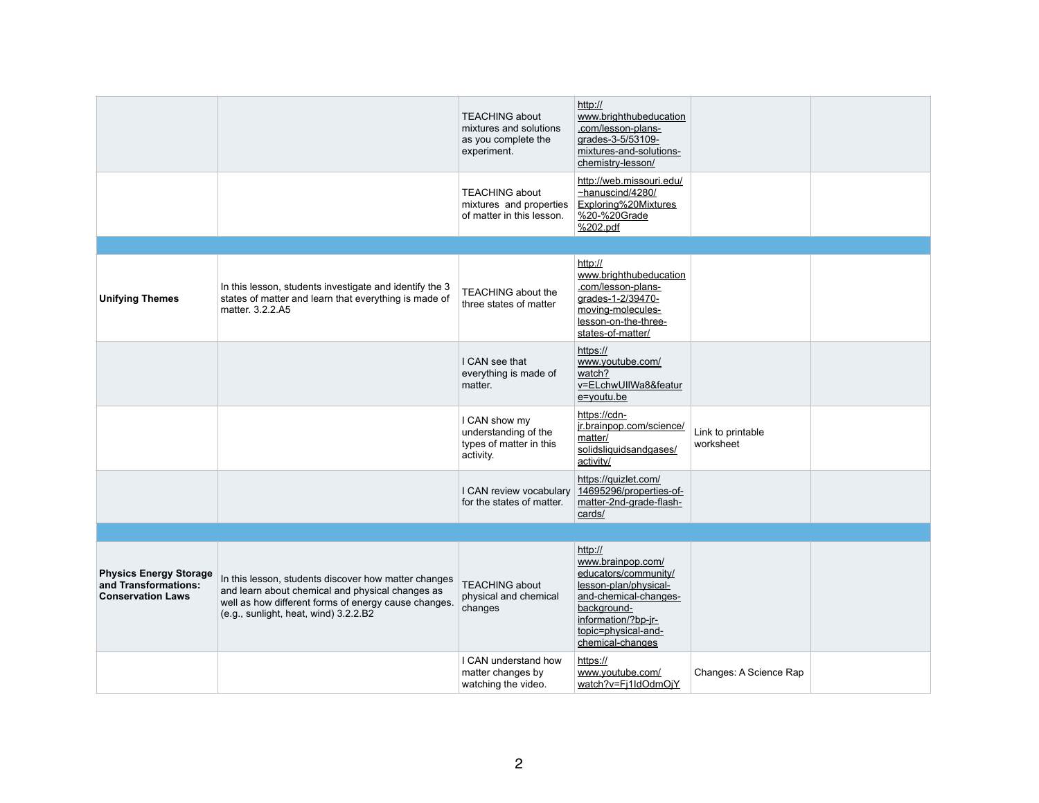| | | | | | |
|---|---|---|---|---|---|
| | | TEACHING about mixtures and solutions as you complete the experiment. | http://www.brighthubeducation.com/lesson-plans-grades-3-5/53109-mixtures-and-solutions-chemistry-lesson/ | | |
| | | TEACHING about mixtures and properties of matter in this lesson. | http://web.missouri.edu/~hanuscind/4280/Exploring%20Mixtures%20-%20Grade%202.pdf | | |
| | | | | | |
| **Unifying Themes** | In this lesson, students investigate and identify the 3 states of matter and learn that everything is made of matter. 3.2.2.A5 | TEACHING about the three states of matter | http://www.brighthubeducation.com/lesson-plans-grades-1-2/39470-moving-molecules-lesson-on-the-three-states-of-matter/ | | |
| | | I CAN see that everything is made of matter. | https://www.youtube.com/watch?v=ELchwUIlWa8&feature=youtu.be | | |
| | | I CAN show my understanding of the types of matter in this activity. | https://cdn-jr.brainpop.com/science/matter/solidsliquidsandgases/activity/ | Link to printable worksheet | |
| | | I CAN review vocabulary for the states of matter. | https://quizlet.com/14695296/properties-of-matter-2nd-grade-flash-cards/ | | |
| | | | | | |
| **Physics Energy Storage and Transformations: Conservation Laws** | In this lesson, students discover how matter changes and learn about chemical and physical changes as well as how different forms of energy cause changes. (e.g., sunlight, heat, wind) 3.2.2.B2 | TEACHING about physical and chemical changes | http://www.brainpop.com/educators/community/lesson-plan/physical-and-chemical-changes-background-information/?bp-jr-topic=physical-and-chemical-changes | | |
| | | I CAN understand how matter changes by watching the video. | https://www.youtube.com/watch?v=Fj1ldOdmOjY | Changes: A Science Rap | |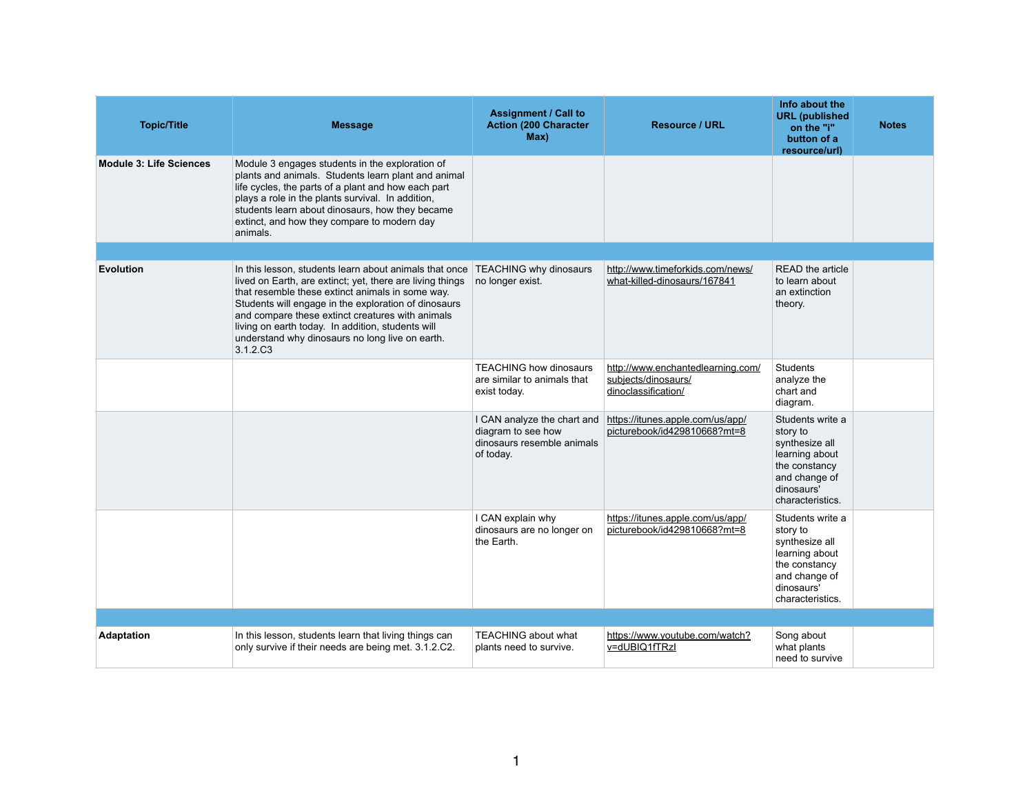| Topic/Title | Message | Assignment / Call to Action (200 Character Max) | Resource / URL | Info about the URL (published on the "i" button of a resource/url) | Notes |
|---|---|---|---|---|---|
| **Module 3: Life Sciences** | Module 3 engages students in the exploration of plants and animals. Students learn plant and animal life cycles, the parts of a plant and how each part plays a role in the plants survival. In addition, students learn about dinosaurs, how they became extinct, and how they compare to modern day animals. | | | | |
| | | | | | |
| **Evolution** | In this lesson, students learn about animals that once lived on Earth, are extinct; yet, there are living things that resemble these extinct animals in some way. Students will engage in the exploration of dinosaurs and compare these extinct creatures with animals living on earth today. In addition, students will understand why dinosaurs no long live on earth. 3.1.2.C3 | TEACHING why dinosaurs no longer exist. | http://www.timeforkids.com/news/what-killed-dinosaurs/167841 | READ the article to learn about an extinction theory. | |
| | | TEACHING how dinosaurs are similar to animals that exist today. | http://www.enchantedlearning.com/subjects/dinosaurs/dinoclassification/ | Students analyze the chart and diagram. | |
| | | I CAN analyze the chart and diagram to see how dinosaurs resemble animals of today. | https://itunes.apple.com/us/app/picturebook/id429810668?mt=8 | Students write a story to synthesize all learning about the constancy and change of dinosaurs' characteristics. | |
| | | I CAN explain why dinosaurs are no longer on the Earth. | https://itunes.apple.com/us/app/picturebook/id429810668?mt=8 | Students write a story to synthesize all learning about the constancy and change of dinosaurs' characteristics. | |
| | | | | | |
| **Adaptation** | In this lesson, students learn that living things can only survive if their needs are being met. 3.1.2.C2. | TEACHING about what plants need to survive. | https://www.youtube.com/watch?v=dUBIQ1fTRzI | Song about what plants need to survive | |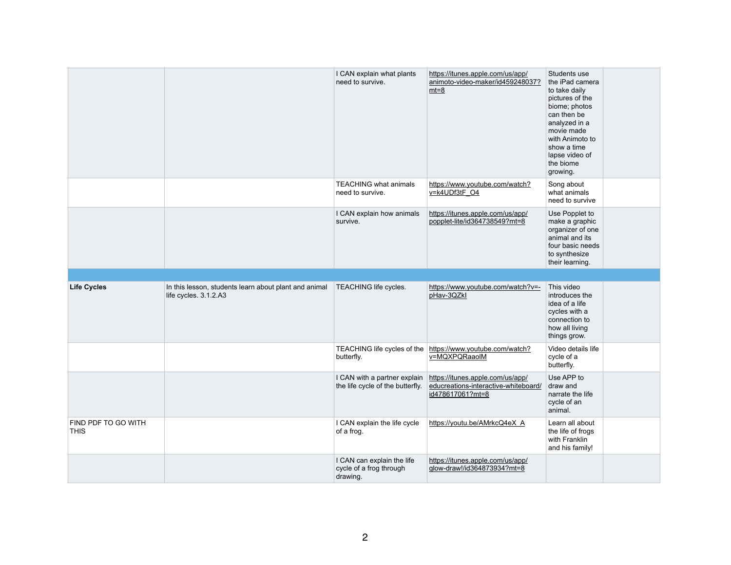| | | | | | |
|---|---|---|---|---|---|
| | | I CAN explain what plants need to survive. | https://itunes.apple.com/us/app/animoto-video-maker/id459248037?mt=8 | Students use the iPad camera to take daily pictures of the biome; photos can then be analyzed in a movie made with Animoto to show a time lapse video of the biome growing. | |
| | | TEACHING what animals need to survive. | https://www.youtube.com/watch?v=k4UDf3tF_O4 | Song about what animals need to survive | |
| | | I CAN explain how animals survive. | https://itunes.apple.com/us/app/popplet-lite/id364738549?mt=8 | Use Popplet to make a graphic organizer of one animal and its four basic needs to synthesize their learning. | |
| | | | | | |
| **Life Cycles** | In this lesson, students learn about plant and animal life cycles. 3.1.2.A3 | TEACHING life cycles. | https://www.youtube.com/watch?v=-pHav-3QZkI | This video introduces the idea of a life cycles with a connection to how all living things grow. | |
| | | TEACHING life cycles of the butterfly. | https://www.youtube.com/watch?v=MQXPQRaaolM | Video details life cycle of a butterfly. | |
| | | I CAN with a partner explain the life cycle of the butterfly. | https://itunes.apple.com/us/app/educreations-interactive-whiteboard/id478617061?mt=8 | Use APP to draw and narrate the life cycle of an animal. | |
| FIND PDF TO GO WITH THIS | | I CAN explain the life cycle of a frog. | https://youtu.be/AMrkcQ4eX_A | Learn all about the life of frogs with Franklin and his family! | |
| | | I CAN can explain the life cycle of a frog through drawing. | https://itunes.apple.com/us/app/glow-draw!/id364873934?mt=8 | | |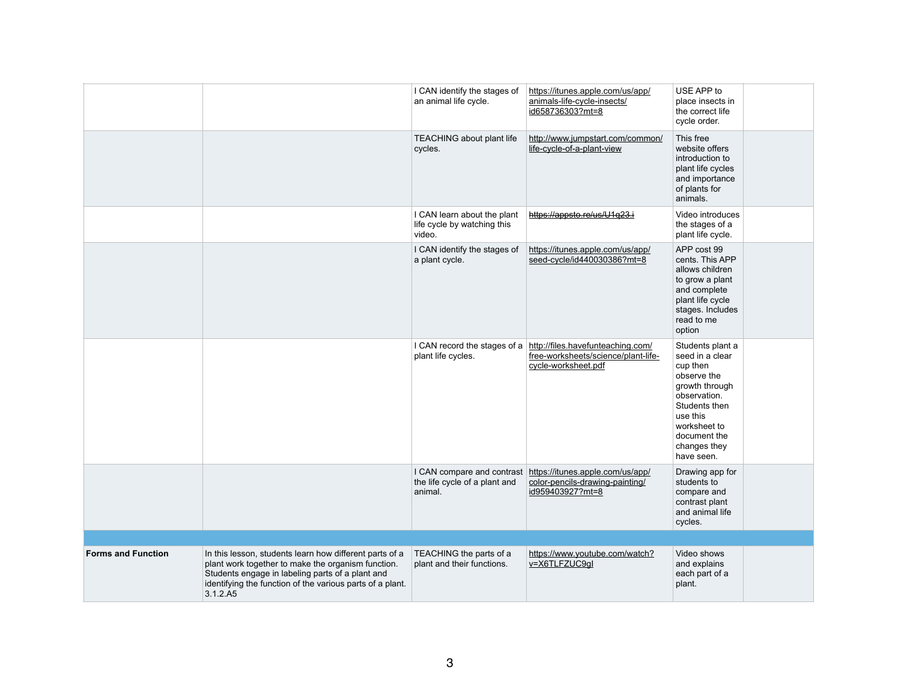| | | | | | |
|---|---|---|---|---|---|
| | | I CAN identify the stages of an animal life cycle. | https://itunes.apple.com/us/app/animals-life-cycle-insects/id658736303?mt=8 | USE APP to place insects in the correct life cycle order. | |
| | | TEACHING about plant life cycles. | http://www.jumpstart.com/common/life-cycle-of-a-plant-view | This free website offers introduction to plant life cycles and importance of plants for animals. | |
| | | I CAN learn about the plant life cycle by watching this video. | ~~https://appsto.re/us/U1q23.i~~ | Video introduces the stages of a plant life cycle. | |
| | | I CAN identify the stages of a plant cycle. | https://itunes.apple.com/us/app/seed-cycle/id440030386?mt=8 | APP cost 99 cents. This APP allows children to grow a plant and complete plant life cycle stages. Includes read to me option | |
| | | I CAN record the stages of a plant life cycles. | http://files.havefunteaching.com/free-worksheets/science/plant-life-cycle-worksheet.pdf | Students plant a seed in a clear cup then observe the growth through observation. Students then use this worksheet to document the changes they have seen. | |
| | | I CAN compare and contrast the life cycle of a plant and animal. | https://itunes.apple.com/us/app/color-pencils-drawing-painting/id959403927?mt=8 | Drawing app for students to compare and contrast plant and animal life cycles. | |
| | | | | | |
| **Forms and Function** | In this lesson, students learn how different parts of a plant work together to make the organism function. Students engage in labeling parts of a plant and identifying the function of the various parts of a plant. 3.1.2.A5 | TEACHING the parts of a plant and their functions. | https://www.youtube.com/watch?v=X6TLFZUC9gI | Video shows and explains each part of a plant. | |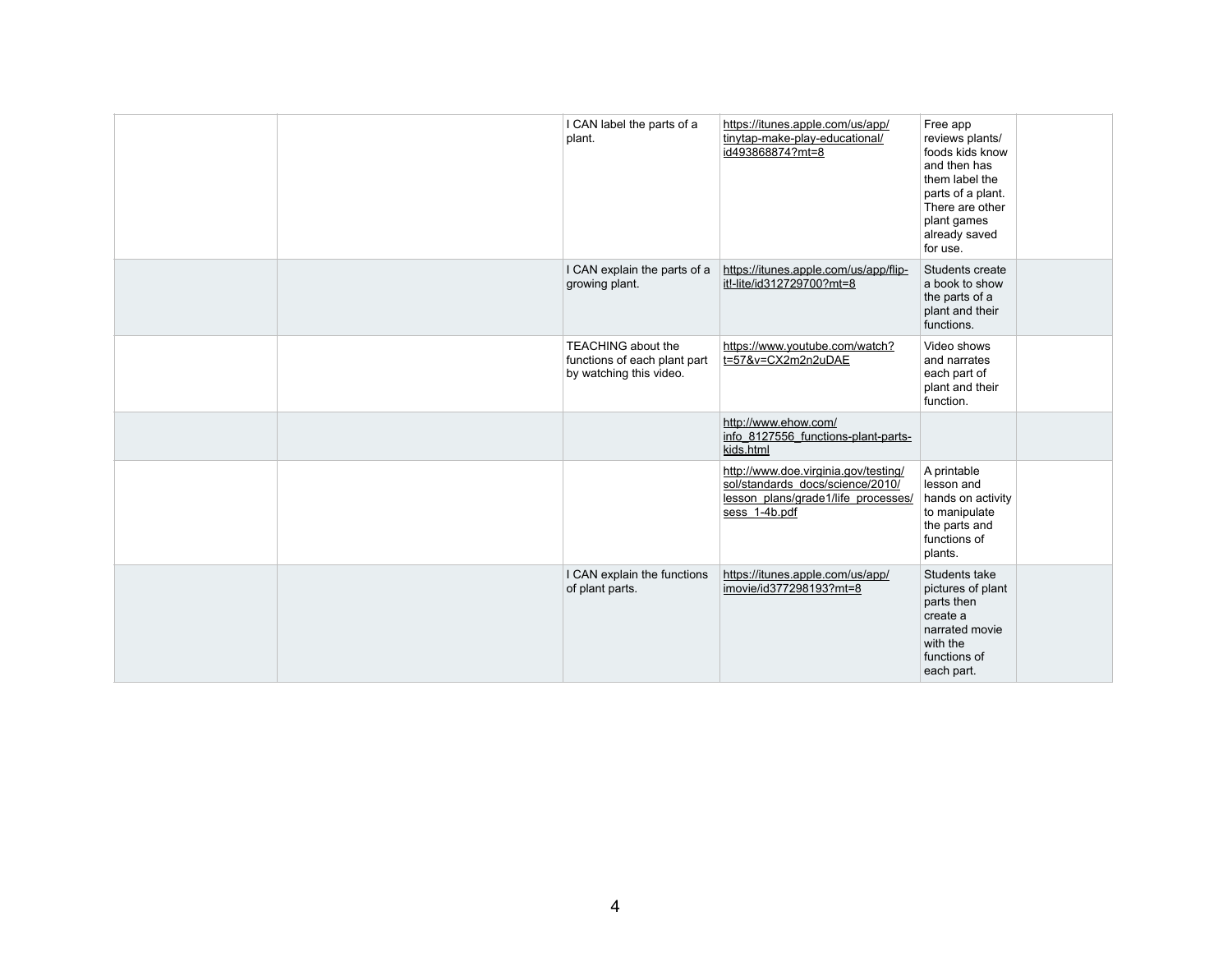| | | | | | |
|---|---|---|---|---|---|
| | | I CAN label the parts of a plant. | https://itunes.apple.com/us/app/tinytap-make-play-educational/id493868874?mt=8 | Free app reviews plants/ foods kids know and then has them label the parts of a plant. There are other plant games already saved for use. | |
| | | I CAN explain the parts of a growing plant. | https://itunes.apple.com/us/app/flip-it!-lite/id312729700?mt=8 | Students create a book to show the parts of a plant and their functions. | |
| | | TEACHING about the functions of each plant part by watching this video. | https://www.youtube.com/watch?t=57&v=CX2m2n2uDAE | Video shows and narrates each part of plant and their function. | |
| | | | http://www.ehow.com/info_8127556_functions-plant-parts-kids.html | | |
| | | | http://www.doe.virginia.gov/testing/sol/standards_docs/science/2010/lesson_plans/grade1/life_processes/sess_1-4b.pdf | A printable lesson and hands on activity to manipulate the parts and functions of plants. | |
| | | I CAN explain the functions of plant parts. | https://itunes.apple.com/us/app/imovie/id377298193?mt=8 | Students take pictures of plant parts then create a narrated movie with the functions of each part. | |